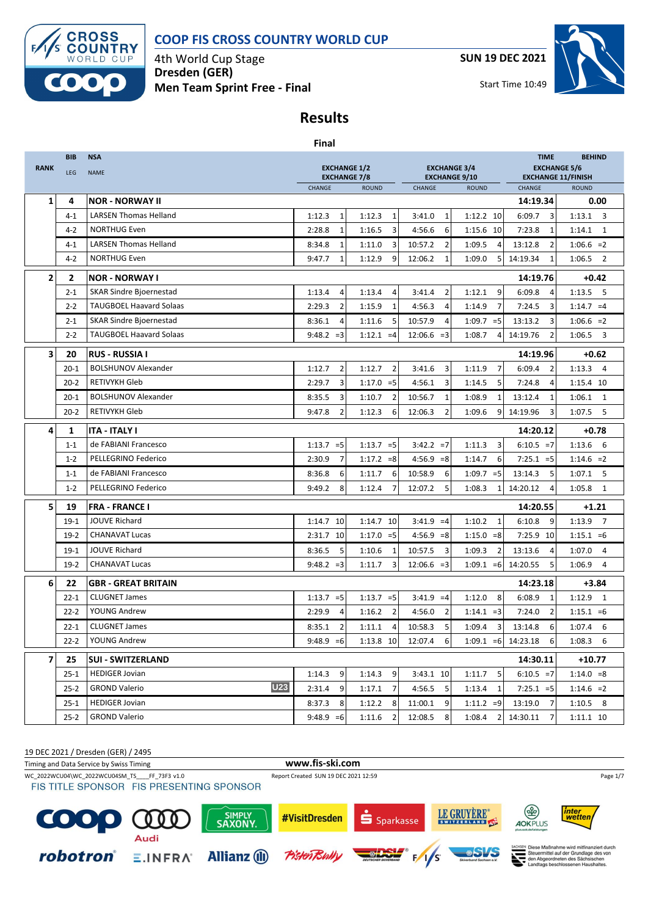# COOP FIS CROSS COUNTRY WORLD CUP

4th World Cup Stage
**Dresden (GER)**
**Men Team Sprint Free - Final**

**SUN 19 DEC 2021**

Start Time 10:49

## Results

### Final

| RANK | BIB / LEG | NSA / NAME | EXCHANGE 1/2, EXCHANGE 7/8 CHANGE | EXCHANGE 1/2, EXCHANGE 7/8 ROUND | EXCHANGE 3/4, EXCHANGE 9/10 CHANGE | EXCHANGE 3/4, EXCHANGE 9/10 ROUND | TIME / EXCHANGE 5/6, EXCHANGE 11/FINISH CHANGE | BEHIND / ROUND |
|---|---|---|---|---|---|---|---|---|
| **1** | **4** | **NOR - NORWAY II** | | | | | **14:19.34** | **0.00** |
| | 4-1 | LARSEN Thomas Helland | 1:12.3 1 | 1:12.3 1 | 3:41.0 1 | 1:12.2 10 | 6:09.7 3 | 1:13.1 3 |
| | 4-2 | NORTHUG Even | 2:28.8 1 | 1:16.5 3 | 4:56.6 6 | 1:15.6 10 | 7:23.8 1 | 1:14.1 1 |
| | 4-1 | LARSEN Thomas Helland | 8:34.8 1 | 1:11.0 3 | 10:57.2 2 | 1:09.5 4 | 13:12.8 2 | 1:06.6 =2 |
| | 4-2 | NORTHUG Even | 9:47.7 1 | 1:12.9 9 | 12:06.2 1 | 1:09.0 5 | 14:19.34 1 | 1:06.5 2 |
| **2** | **2** | **NOR - NORWAY I** | | | | | **14:19.76** | **+0.42** |
| | 2-1 | SKAR Sindre Bjoernestad | 1:13.4 4 | 1:13.4 4 | 3:41.4 2 | 1:12.1 9 | 6:09.8 4 | 1:13.5 5 |
| | 2-2 | TAUGBOEL Haavard Solaas | 2:29.3 2 | 1:15.9 1 | 4:56.3 4 | 1:14.9 7 | 7:24.5 3 | 1:14.7 =4 |
| | 2-1 | SKAR Sindre Bjoernestad | 8:36.1 4 | 1:11.6 5 | 10:57.9 4 | 1:09.7 =5 | 13:13.2 3 | 1:06.6 =2 |
| | 2-2 | TAUGBOEL Haavard Solaas | 9:48.2 =3 | 1:12.1 =4 | 12:06.6 =3 | 1:08.7 4 | 14:19.76 2 | 1:06.5 3 |
| **3** | **20** | **RUS - RUSSIA I** | | | | | **14:19.96** | **+0.62** |
| | 20-1 | BOLSHUNOV Alexander | 1:12.7 2 | 1:12.7 2 | 3:41.6 3 | 1:11.9 7 | 6:09.4 2 | 1:13.3 4 |
| | 20-2 | RETIVYKH Gleb | 2:29.7 3 | 1:17.0 =5 | 4:56.1 3 | 1:14.5 5 | 7:24.8 4 | 1:15.4 10 |
| | 20-1 | BOLSHUNOV Alexander | 8:35.5 3 | 1:10.7 2 | 10:56.7 1 | 1:08.9 1 | 13:12.4 1 | 1:06.1 1 |
| | 20-2 | RETIVYKH Gleb | 9:47.8 2 | 1:12.3 6 | 12:06.3 2 | 1:09.6 9 | 14:19.96 3 | 1:07.5 5 |
| **4** | **1** | **ITA - ITALY I** | | | | | **14:20.12** | **+0.78** |
| | 1-1 | de FABIANI Francesco | 1:13.7 =5 | 1:13.7 =5 | 3:42.2 =7 | 1:11.3 3 | 6:10.5 =7 | 1:13.6 6 |
| | 1-2 | PELLEGRINO Federico | 2:30.9 7 | 1:17.2 =8 | 4:56.9 =8 | 1:14.7 6 | 7:25.1 =5 | 1:14.6 =2 |
| | 1-1 | de FABIANI Francesco | 8:36.8 6 | 1:11.7 6 | 10:58.9 6 | 1:09.7 =5 | 13:14.3 5 | 1:07.1 5 |
| | 1-2 | PELLEGRINO Federico | 9:49.2 8 | 1:12.4 7 | 12:07.2 5 | 1:08.3 1 | 14:20.12 4 | 1:05.8 1 |
| **5** | **19** | **FRA - FRANCE I** | | | | | **14:20.55** | **+1.21** |
| | 19-1 | JOUVE Richard | 1:14.7 10 | 1:14.7 10 | 3:41.9 =4 | 1:10.2 1 | 6:10.8 9 | 1:13.9 7 |
| | 19-2 | CHANAVAT Lucas | 2:31.7 10 | 1:17.0 =5 | 4:56.9 =8 | 1:15.0 =8 | 7:25.9 10 | 1:15.1 =6 |
| | 19-1 | JOUVE Richard | 8:36.5 5 | 1:10.6 1 | 10:57.5 3 | 1:09.3 2 | 13:13.6 4 | 1:07.0 4 |
| | 19-2 | CHANAVAT Lucas | 9:48.2 =3 | 1:11.7 3 | 12:06.6 =3 | 1:09.1 =6 | 14:20.55 5 | 1:06.9 4 |
| **6** | **22** | **GBR - GREAT BRITAIN** | | | | | **14:23.18** | **+3.84** |
| | 22-1 | CLUGNET James | 1:13.7 =5 | 1:13.7 =5 | 3:41.9 =4 | 1:12.0 8 | 6:08.9 1 | 1:12.9 1 |
| | 22-2 | YOUNG Andrew | 2:29.9 4 | 1:16.2 2 | 4:56.0 2 | 1:14.1 =3 | 7:24.0 2 | 1:15.1 =6 |
| | 22-1 | CLUGNET James | 8:35.1 2 | 1:11.1 4 | 10:58.3 5 | 1:09.4 3 | 13:14.8 6 | 1:07.4 6 |
| | 22-2 | YOUNG Andrew | 9:48.9 =6 | 1:13.8 10 | 12:07.4 6 | 1:09.1 =6 | 14:23.18 6 | 1:08.3 6 |
| **7** | **25** | **SUI - SWITZERLAND** | | | | | **14:30.11** | **+10.77** |
| | 25-1 | HEDIGER Jovian | 1:14.3 9 | 1:14.3 9 | 3:43.1 10 | 1:11.7 5 | 6:10.5 =7 | 1:14.0 =8 |
| | 25-2 | GROND Valerio U23 | 2:31.4 9 | 1:17.1 7 | 4:56.5 5 | 1:13.4 1 | 7:25.1 =5 | 1:14.6 =2 |
| | 25-1 | HEDIGER Jovian | 8:37.3 8 | 1:12.2 8 | 11:00.1 9 | 1:11.2 =9 | 13:19.0 7 | 1:10.5 8 |
| | 25-2 | GROND Valerio | 9:48.9 =6 | 1:11.6 2 | 12:08.5 8 | 1:08.4 2 | 14:30.11 7 | 1:11.1 10 |

19 DEC 2021 / Dresden (GER) / 2495

Timing and Data Service by Swiss Timing

www.fis-ski.com

WC_2022WCU04\WC_2022WCU04SM_TS____FF_73F3 v1.0

Report Created SUN 19 DEC 2021 12:59

FIS TITLE SPONSOR FIS PRESENTING SPONSOR

Diese Maßnahme wird mitfinanziert durch Steuermittel auf der Grundlage des von den Abgeordneten des Sächsischen Landtags beschlossenen Haushaltes.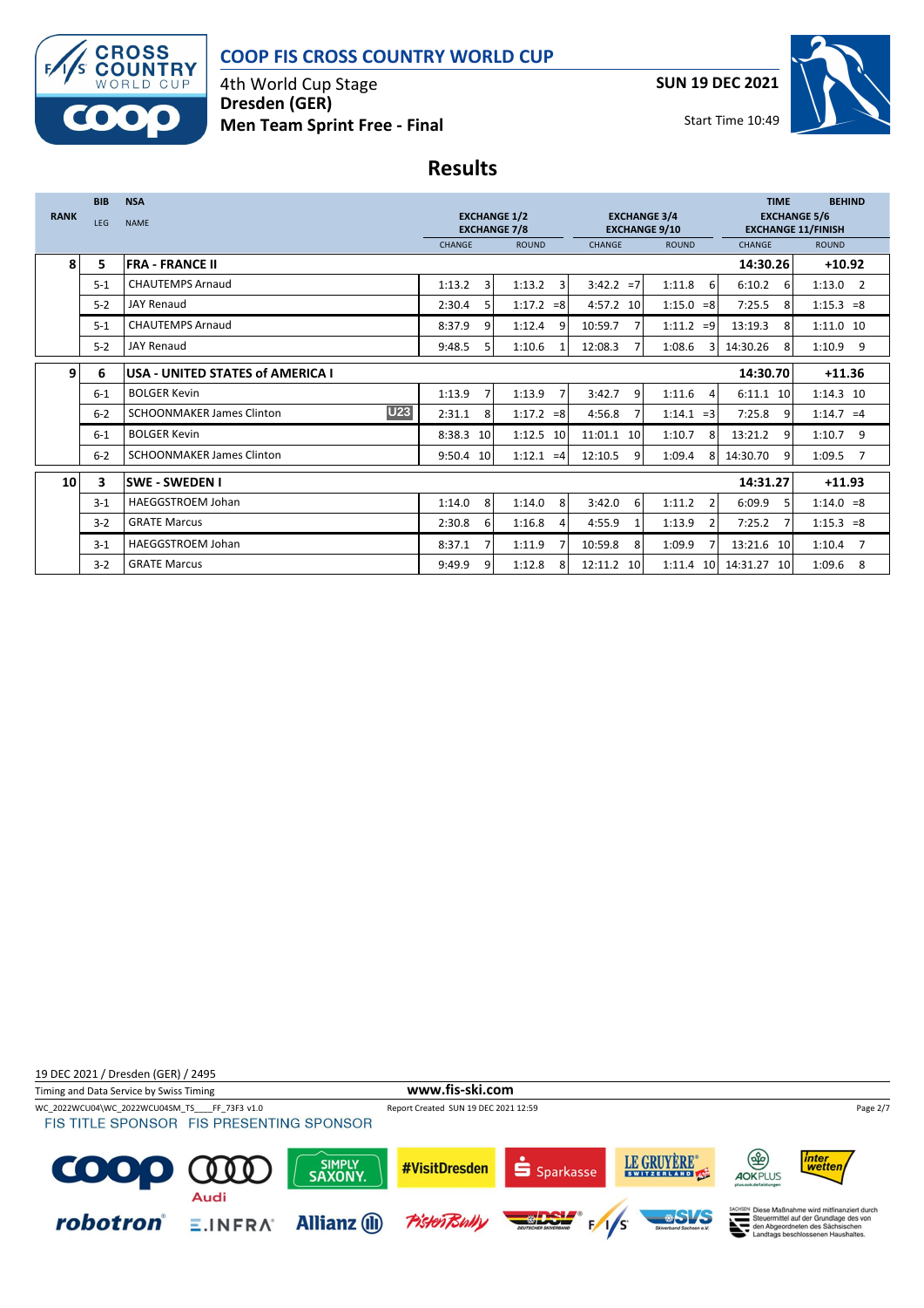# COOP FIS CROSS COUNTRY WORLD CUP

4th World Cup Stage
**Dresden (GER)**
**Men Team Sprint Free - Final**

SUN 19 DEC 2021

Start Time 10:49

## Results

| RANK | BIB / LEG | NSA / NAME | EXCHANGE 1/2, EXCHANGE 7/8 CHANGE | | EXCHANGE 1/2, EXCHANGE 7/8 ROUND | | EXCHANGE 3/4, EXCHANGE 9/10 CHANGE | | EXCHANGE 3/4, EXCHANGE 9/10 ROUND | | TIME EXCHANGE 5/6, EXCHANGE 11/FINISH CHANGE | | BEHIND ROUND | |
|---|---|---|---|---|---|---|---|---|---|---|---|---|---|---|
| 8 | 5 | **FRA - FRANCE II** | | | | | | | | | **14:30.26** | | **+10.92** | |
| | 5-1 | CHAUTEMPS Arnaud | 1:13.2 | 3 | 1:13.2 | 3 | 3:42.2 | =7 | 1:11.8 | 6 | 6:10.2 | 6 | 1:13.0 | 2 |
| | 5-2 | JAY Renaud | 2:30.4 | 5 | 1:17.2 | =8 | 4:57.2 | 10 | 1:15.0 | =8 | 7:25.5 | 8 | 1:15.3 | =8 |
| | 5-1 | CHAUTEMPS Arnaud | 8:37.9 | 9 | 1:12.4 | 9 | 10:59.7 | 7 | 1:11.2 | =9 | 13:19.3 | 8 | 1:11.0 | 10 |
| | 5-2 | JAY Renaud | 9:48.5 | 5 | 1:10.6 | 1 | 12:08.3 | 7 | 1:08.6 | 3 | 14:30.26 | 8 | 1:10.9 | 9 |
| 9 | 6 | **USA - UNITED STATES of AMERICA I** | | | | | | | | | **14:30.70** | | **+11.36** | |
| | 6-1 | BOLGER Kevin | 1:13.9 | 7 | 1:13.9 | 7 | 3:42.7 | 9 | 1:11.6 | 4 | 6:11.1 | 10 | 1:14.3 | 10 |
| | 6-2 | SCHOONMAKER James Clinton U23 | 2:31.1 | 8 | 1:17.2 | =8 | 4:56.8 | 7 | 1:14.1 | =3 | 7:25.8 | 9 | 1:14.7 | =4 |
| | 6-1 | BOLGER Kevin | 8:38.3 | 10 | 1:12.5 | 10 | 11:01.1 | 10 | 1:10.7 | 8 | 13:21.2 | 9 | 1:10.7 | 9 |
| | 6-2 | SCHOONMAKER James Clinton | 9:50.4 | 10 | 1:12.1 | =4 | 12:10.5 | 9 | 1:09.4 | 8 | 14:30.70 | 9 | 1:09.5 | 7 |
| 10 | 3 | **SWE - SWEDEN I** | | | | | | | | | **14:31.27** | | **+11.93** | |
| | 3-1 | HAEGGSTROEM Johan | 1:14.0 | 8 | 1:14.0 | 8 | 3:42.0 | 6 | 1:11.2 | 2 | 6:09.9 | 5 | 1:14.0 | =8 |
| | 3-2 | GRATE Marcus | 2:30.8 | 6 | 1:16.8 | 4 | 4:55.9 | 1 | 1:13.9 | 2 | 7:25.2 | 7 | 1:15.3 | =8 |
| | 3-1 | HAEGGSTROEM Johan | 8:37.1 | 7 | 1:11.9 | 7 | 10:59.8 | 8 | 1:09.9 | 7 | 13:21.6 | 10 | 1:10.4 | 7 |
| | 3-2 | GRATE Marcus | 9:49.9 | 9 | 1:12.8 | 8 | 12:11.2 | 10 | 1:11.4 | 10 | 14:31.27 | 10 | 1:09.6 | 8 |

19 DEC 2021 / Dresden (GER) / 2495

Timing and Data Service by Swiss Timing

www.fis-ski.com

WC_2022WCU04\WC_2022WCU04SM_TS____FF_73F3 v1.0

Report Created SUN 19 DEC 2021 12:59

FIS TITLE SPONSOR FIS PRESENTING SPONSOR

Diese Maßnahme wird mitfinanziert durch Steuermittel auf der Grundlage des von den Abgeordneten des Sächsischen Landtags beschlossenen Haushaltes.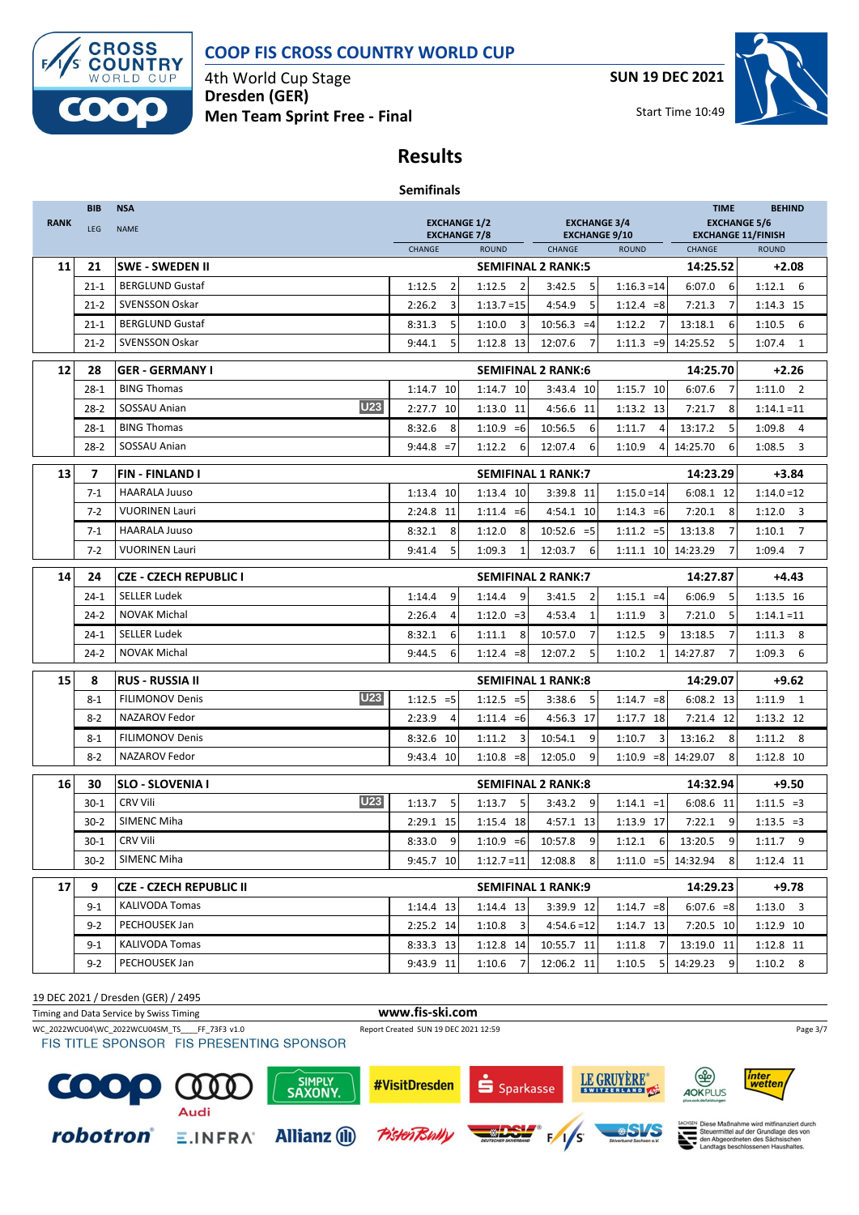# COOP FIS CROSS COUNTRY WORLD CUP

4th World Cup Stage
**Dresden (GER)**
**Men Team Sprint Free - Final**

**SUN 19 DEC 2021**

Start Time 10:49

## Results

### Semifinals

| RANK | BIB / LEG | NSA / NAME | | EXCHANGE 1/2 / EXCHANGE 7/8 CHANGE | ROUND | EXCHANGE 3/4 / EXCHANGE 9/10 CHANGE | ROUND | TIME / EXCHANGE 5/6 / EXCHANGE 11/FINISH CHANGE | BEHIND / ROUND |
|---|---|---|---|---|---|---|---|---|---|
| **11** | **21** | **SWE - SWEDEN II** | | **SEMIFINAL 2 RANK:5** | | | | **14:25.52** | **+2.08** |
| | 21-1 | BERGLUND Gustaf | | 1:12.5 2 | 1:12.5 2 | 3:42.5 5 | 1:16.3 =14 | 6:07.0 6 | 1:12.1 6 |
| | 21-2 | SVENSSON Oskar | | 2:26.2 3 | 1:13.7 =15 | 4:54.9 5 | 1:12.4 =8 | 7:21.3 7 | 1:14.3 15 |
| | 21-1 | BERGLUND Gustaf | | 8:31.3 5 | 1:10.0 3 | 10:56.3 =4 | 1:12.2 7 | 13:18.1 6 | 1:10.5 6 |
| | 21-2 | SVENSSON Oskar | | 9:44.1 5 | 1:12.8 13 | 12:07.6 7 | 1:11.3 =9 | 14:25.52 5 | 1:07.4 1 |
| **12** | **28** | **GER - GERMANY I** | | **SEMIFINAL 2 RANK:6** | | | | **14:25.70** | **+2.26** |
| | 28-1 | BING Thomas | | 1:14.7 10 | 1:14.7 10 | 3:43.4 10 | 1:15.7 10 | 6:07.6 7 | 1:11.0 2 |
| | 28-2 | SOSSAU Anian | U23 | 2:27.7 10 | 1:13.0 11 | 4:56.6 11 | 1:13.2 13 | 7:21.7 8 | 1:14.1 =11 |
| | 28-1 | BING Thomas | | 8:32.6 8 | 1:10.9 =6 | 10:56.5 6 | 1:11.7 4 | 13:17.2 5 | 1:09.8 4 |
| | 28-2 | SOSSAU Anian | | 9:44.8 =7 | 1:12.2 6 | 12:07.4 6 | 1:10.9 4 | 14:25.70 6 | 1:08.5 3 |
| **13** | **7** | **FIN - FINLAND I** | | **SEMIFINAL 1 RANK:7** | | | | **14:23.29** | **+3.84** |
| | 7-1 | HAARALA Juuso | | 1:13.4 10 | 1:13.4 10 | 3:39.8 11 | 1:15.0 =14 | 6:08.1 12 | 1:14.0 =12 |
| | 7-2 | VUORINEN Lauri | | 2:24.8 11 | 1:11.4 =6 | 4:54.1 10 | 1:14.3 =6 | 7:20.1 8 | 1:12.0 3 |
| | 7-1 | HAARALA Juuso | | 8:32.1 8 | 1:12.0 8 | 10:52.6 =5 | 1:11.2 =5 | 13:13.8 7 | 1:10.1 7 |
| | 7-2 | VUORINEN Lauri | | 9:41.4 5 | 1:09.3 1 | 12:03.7 6 | 1:11.1 10 | 14:23.29 7 | 1:09.4 7 |
| **14** | **24** | **CZE - CZECH REPUBLIC I** | | **SEMIFINAL 2 RANK:7** | | | | **14:27.87** | **+4.43** |
| | 24-1 | SELLER Ludek | | 1:14.4 9 | 1:14.4 9 | 3:41.5 2 | 1:15.1 =4 | 6:06.9 5 | 1:13.5 16 |
| | 24-2 | NOVAK Michal | | 2:26.4 4 | 1:12.0 =3 | 4:53.4 1 | 1:11.9 3 | 7:21.0 5 | 1:14.1 =11 |
| | 24-1 | SELLER Ludek | | 8:32.1 6 | 1:11.1 8 | 10:57.0 7 | 1:12.5 9 | 13:18.5 7 | 1:11.3 8 |
| | 24-2 | NOVAK Michal | | 9:44.5 6 | 1:12.4 =8 | 12:07.2 5 | 1:10.2 1 | 14:27.87 7 | 1:09.3 6 |
| **15** | **8** | **RUS - RUSSIA II** | | **SEMIFINAL 1 RANK:8** | | | | **14:29.07** | **+9.62** |
| | 8-1 | FILIMONOV Denis | U23 | 1:12.5 =5 | 1:12.5 =5 | 3:38.6 5 | 1:14.7 =8 | 6:08.2 13 | 1:11.9 1 |
| | 8-2 | NAZAROV Fedor | | 2:23.9 4 | 1:11.4 =6 | 4:56.3 17 | 1:17.7 18 | 7:21.4 12 | 1:13.2 12 |
| | 8-1 | FILIMONOV Denis | | 8:32.6 10 | 1:11.2 3 | 10:54.1 9 | 1:10.7 3 | 13:16.2 8 | 1:11.2 8 |
| | 8-2 | NAZAROV Fedor | | 9:43.4 10 | 1:10.8 =8 | 12:05.0 9 | 1:10.9 =8 | 14:29.07 8 | 1:12.8 10 |
| **16** | **30** | **SLO - SLOVENIA I** | | **SEMIFINAL 2 RANK:8** | | | | **14:32.94** | **+9.50** |
| | 30-1 | CRV Vili | U23 | 1:13.7 5 | 1:13.7 5 | 3:43.2 9 | 1:14.1 =1 | 6:08.6 11 | 1:11.5 =3 |
| | 30-2 | SIMENC Miha | | 2:29.1 15 | 1:15.4 18 | 4:57.1 13 | 1:13.9 17 | 7:22.1 9 | 1:13.5 =3 |
| | 30-1 | CRV Vili | | 8:33.0 9 | 1:10.9 =6 | 10:57.8 9 | 1:12.1 6 | 13:20.5 9 | 1:11.7 9 |
| | 30-2 | SIMENC Miha | | 9:45.7 10 | 1:12.7 =11 | 12:08.8 8 | 1:11.0 =5 | 14:32.94 8 | 1:12.4 11 |
| **17** | **9** | **CZE - CZECH REPUBLIC II** | | **SEMIFINAL 1 RANK:9** | | | | **14:29.23** | **+9.78** |
| | 9-1 | KALIVODA Tomas | | 1:14.4 13 | 1:14.4 13 | 3:39.9 12 | 1:14.7 =8 | 6:07.6 =8 | 1:13.0 3 |
| | 9-2 | PECHOUSEK Jan | | 2:25.2 14 | 1:10.8 3 | 4:54.6 =12 | 1:14.7 13 | 7:20.5 10 | 1:12.9 10 |
| | 9-1 | KALIVODA Tomas | | 8:33.3 13 | 1:12.8 14 | 10:55.7 11 | 1:11.8 7 | 13:19.0 11 | 1:12.8 11 |
| | 9-2 | PECHOUSEK Jan | | 9:43.9 11 | 1:10.6 7 | 12:06.2 11 | 1:10.5 5 | 14:29.23 9 | 1:10.2 8 |

19 DEC 2021 / Dresden (GER) / 2495

Timing and Data Service by Swiss Timing

www.fis-ski.com

WC_2022WCU04\WC_2022WCU04SM_TS____FF_73F3 v1.0

Report Created SUN 19 DEC 2021 12:59

FIS TITLE SPONSOR FIS PRESENTING SPONSOR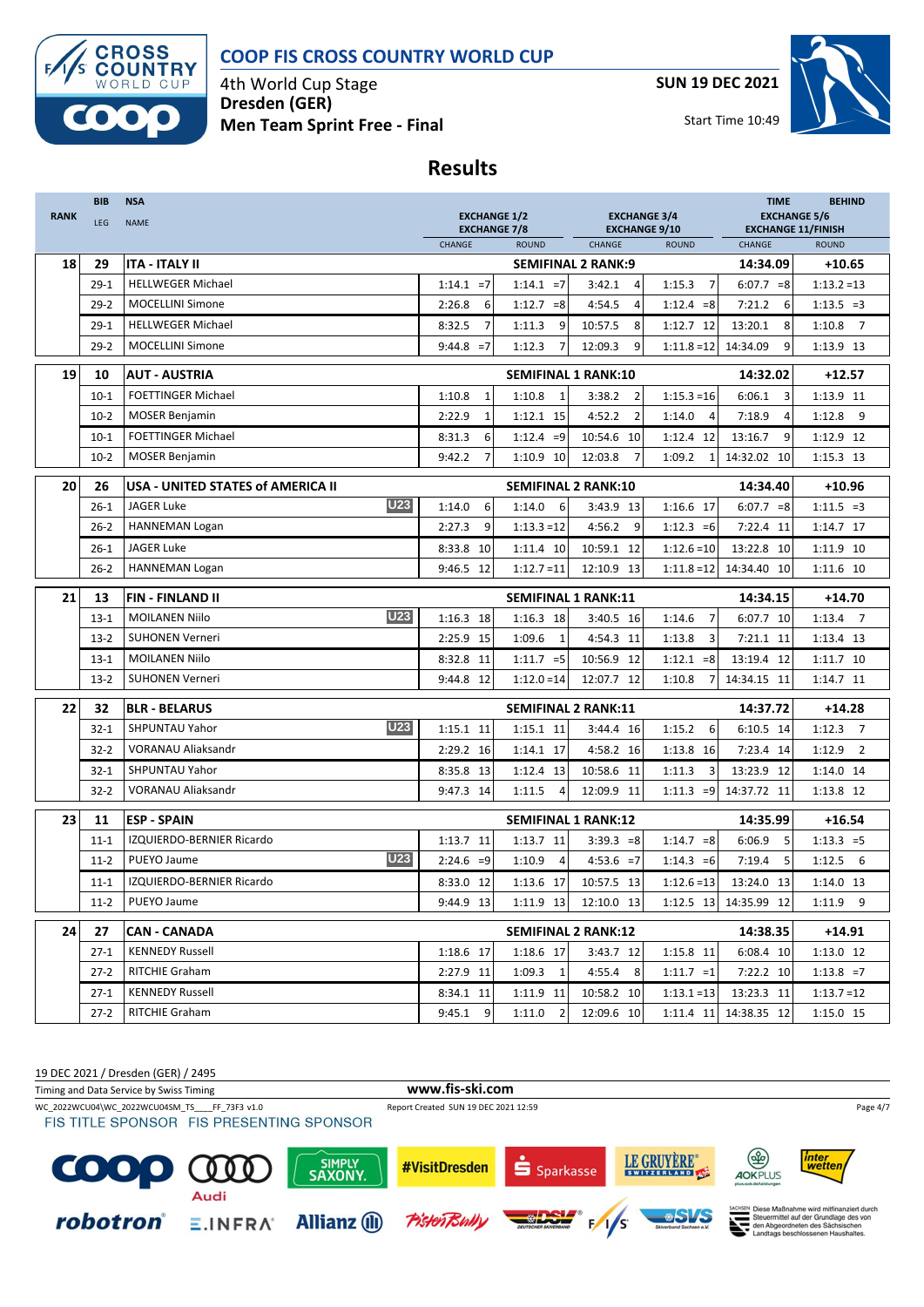# COOP FIS CROSS COUNTRY WORLD CUP

4th World Cup Stage
**Dresden (GER)**
**Men Team Sprint Free - Final**

**SUN 19 DEC 2021**

Start Time 10:49

## Results

| RANK | BIB / LEG | NSA / NAME | EXCHANGE 1/2 EXCHANGE 7/8 CHANGE | ROUND | EXCHANGE 3/4 EXCHANGE 9/10 CHANGE | ROUND | TIME EXCHANGE 5/6 EXCHANGE 11/FINISH CHANGE | BEHIND ROUND |
|---|---|---|---|---|---|---|---|---|
| 18 | 29 | ITA - ITALY II | SEMIFINAL 2 RANK:9 | | | | 14:34.09 | +10.65 |
| | 29-1 | HELLWEGER Michael | 1:14.1 =7 | 1:14.1 =7 | 3:42.1 4 | 1:15.3 7 | 6:07.7 =8 | 1:13.2 =13 |
| | 29-2 | MOCELLINI Simone | 2:26.8 6 | 1:12.7 =8 | 4:54.5 4 | 1:12.4 =8 | 7:21.2 6 | 1:13.5 =3 |
| | 29-1 | HELLWEGER Michael | 8:32.5 7 | 1:11.3 9 | 10:57.5 8 | 1:12.7 12 | 13:20.1 8 | 1:10.8 7 |
| | 29-2 | MOCELLINI Simone | 9:44.8 =7 | 1:12.3 7 | 12:09.3 9 | 1:11.8 =12 | 14:34.09 9 | 1:13.9 13 |
| 19 | 10 | AUT - AUSTRIA | SEMIFINAL 1 RANK:10 | | | | 14:32.02 | +12.57 |
| | 10-1 | FOETTINGER Michael | 1:10.8 1 | 1:10.8 1 | 3:38.2 2 | 1:15.3 =16 | 6:06.1 3 | 1:13.9 11 |
| | 10-2 | MOSER Benjamin | 2:22.9 1 | 1:12.1 15 | 4:52.2 2 | 1:14.0 4 | 7:18.9 4 | 1:12.8 9 |
| | 10-1 | FOETTINGER Michael | 8:31.3 6 | 1:12.4 =9 | 10:54.6 10 | 1:12.4 12 | 13:16.7 9 | 1:12.9 12 |
| | 10-2 | MOSER Benjamin | 9:42.2 7 | 1:10.9 10 | 12:03.8 7 | 1:09.2 1 | 14:32.02 10 | 1:15.3 13 |
| 20 | 26 | USA - UNITED STATES of AMERICA II | SEMIFINAL 2 RANK:10 | | | | 14:34.40 | +10.96 |
| | 26-1 | JAGER Luke U23 | 1:14.0 6 | 1:14.0 6 | 3:43.9 13 | 1:16.6 17 | 6:07.7 =8 | 1:11.5 =3 |
| | 26-2 | HANNEMAN Logan | 2:27.3 9 | 1:13.3 =12 | 4:56.2 9 | 1:12.3 =6 | 7:22.4 11 | 1:14.7 17 |
| | 26-1 | JAGER Luke | 8:33.8 10 | 1:11.4 10 | 10:59.1 12 | 1:12.6 =10 | 13:22.8 10 | 1:11.9 10 |
| | 26-2 | HANNEMAN Logan | 9:46.5 12 | 1:12.7 =11 | 12:10.9 13 | 1:11.8 =12 | 14:34.40 10 | 1:11.6 10 |
| 21 | 13 | FIN - FINLAND II | SEMIFINAL 1 RANK:11 | | | | 14:34.15 | +14.70 |
| | 13-1 | MOILANEN Niilo U23 | 1:16.3 18 | 1:16.3 18 | 3:40.5 16 | 1:14.6 7 | 6:07.7 10 | 1:13.4 7 |
| | 13-2 | SUHONEN Verneri | 2:25.9 15 | 1:09.6 1 | 4:54.3 11 | 1:13.8 3 | 7:21.1 11 | 1:13.4 13 |
| | 13-1 | MOILANEN Niilo | 8:32.8 11 | 1:11.7 =5 | 10:56.9 12 | 1:12.1 =8 | 13:19.4 12 | 1:11.7 10 |
| | 13-2 | SUHONEN Verneri | 9:44.8 12 | 1:12.0 =14 | 12:07.7 12 | 1:10.8 7 | 14:34.15 11 | 1:14.7 11 |
| 22 | 32 | BLR - BELARUS | SEMIFINAL 2 RANK:11 | | | | 14:37.72 | +14.28 |
| | 32-1 | SHPUNTAU Yahor U23 | 1:15.1 11 | 1:15.1 11 | 3:44.4 16 | 1:15.2 6 | 6:10.5 14 | 1:12.3 7 |
| | 32-2 | VORANAU Aliaksandr | 2:29.2 16 | 1:14.1 17 | 4:58.2 16 | 1:13.8 16 | 7:23.4 14 | 1:12.9 2 |
| | 32-1 | SHPUNTAU Yahor | 8:35.8 13 | 1:12.4 13 | 10:58.6 11 | 1:11.3 3 | 13:23.9 12 | 1:14.0 14 |
| | 32-2 | VORANAU Aliaksandr | 9:47.3 14 | 1:11.5 4 | 12:09.9 11 | 1:11.3 =9 | 14:37.72 11 | 1:13.8 12 |
| 23 | 11 | ESP - SPAIN | SEMIFINAL 1 RANK:12 | | | | 14:35.99 | +16.54 |
| | 11-1 | IZQUIERDO-BERNIER Ricardo | 1:13.7 11 | 1:13.7 11 | 3:39.3 =8 | 1:14.7 =8 | 6:06.9 5 | 1:13.3 =5 |
| | 11-2 | PUEYO Jaume U23 | 2:24.6 =9 | 1:10.9 4 | 4:53.6 =7 | 1:14.3 =6 | 7:19.4 5 | 1:12.5 6 |
| | 11-1 | IZQUIERDO-BERNIER Ricardo | 8:33.0 12 | 1:13.6 17 | 10:57.5 13 | 1:12.6 =13 | 13:24.0 13 | 1:14.0 13 |
| | 11-2 | PUEYO Jaume | 9:44.9 13 | 1:11.9 13 | 12:10.0 13 | 1:12.5 13 | 14:35.99 12 | 1:11.9 9 |
| 24 | 27 | CAN - CANADA | SEMIFINAL 2 RANK:12 | | | | 14:38.35 | +14.91 |
| | 27-1 | KENNEDY Russell | 1:18.6 17 | 1:18.6 17 | 3:43.7 12 | 1:15.8 11 | 6:08.4 10 | 1:13.0 12 |
| | 27-2 | RITCHIE Graham | 2:27.9 11 | 1:09.3 1 | 4:55.4 8 | 1:11.7 =1 | 7:22.2 10 | 1:13.8 =7 |
| | 27-1 | KENNEDY Russell | 8:34.1 11 | 1:11.9 11 | 10:58.2 10 | 1:13.1 =13 | 13:23.3 11 | 1:13.7 =12 |
| | 27-2 | RITCHIE Graham | 9:45.1 9 | 1:11.0 2 | 12:09.6 10 | 1:11.4 11 | 14:38.35 12 | 1:15.0 15 |

19 DEC 2021 / Dresden (GER) / 2495

Timing and Data Service by Swiss Timing — www.fis-ski.com

WC_2022WCU04\WC_2022WCU04SM_TS____FF_73F3 v1.0 — Report Created SUN 19 DEC 2021 12:59

FIS TITLE SPONSOR FIS PRESENTING SPONSOR

Diese Maßnahme wird mitfinanziert durch Steuermittel auf der Grundlage des von den Abgeordneten des Sächsischen Landtags beschlossenen Haushaltes.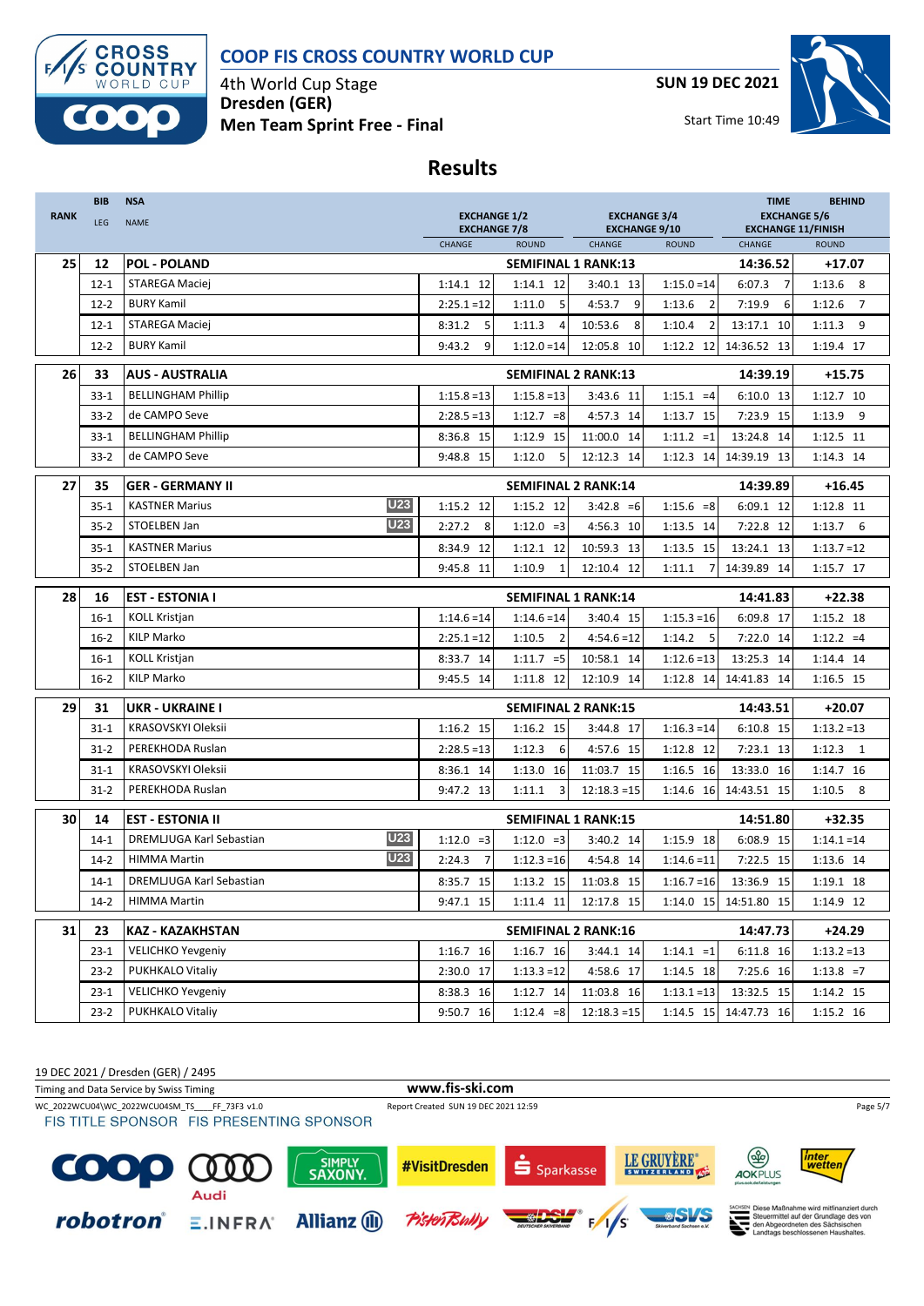# COOP FIS CROSS COUNTRY WORLD CUP

4th World Cup Stage
**Dresden (GER)**
**Men Team Sprint Free - Final**

SUN 19 DEC 2021

Start Time 10:49

## Results

| RANK | BIB / LEG | NSA / NAME | | EXCHANGE 1/2 / EXCHANGE 7/8 CHANGE | ROUND | EXCHANGE 3/4 / EXCHANGE 9/10 CHANGE | ROUND | TIME / EXCHANGE 5/6 / EXCHANGE 11/FINISH CHANGE | BEHIND / ROUND |
|---|---|---|---|---|---|---|---|---|---|
| 25 | 12 | POL - POLAND | | SEMIFINAL 1 RANK:13 | | | | 14:36.52 | +17.07 |
| | 12-1 | STAREGA Maciej | | 1:14.1 12 | 1:14.1 12 | 3:40.1 13 | 1:15.0 =14 | 6:07.3 7 | 1:13.6 8 |
| | 12-2 | BURY Kamil | | 2:25.1 =12 | 1:11.0 5 | 4:53.7 9 | 1:13.6 2 | 7:19.9 6 | 1:12.6 7 |
| | 12-1 | STAREGA Maciej | | 8:31.2 5 | 1:11.3 4 | 10:53.6 8 | 1:10.4 2 | 13:17.1 10 | 1:11.3 9 |
| | 12-2 | BURY Kamil | | 9:43.2 9 | 1:12.0 =14 | 12:05.8 10 | 1:12.2 12 | 14:36.52 13 | 1:19.4 17 |
| 26 | 33 | AUS - AUSTRALIA | | SEMIFINAL 2 RANK:13 | | | | 14:39.19 | +15.75 |
| | 33-1 | BELLINGHAM Phillip | | 1:15.8 =13 | 1:15.8 =13 | 3:43.6 11 | 1:15.1 =4 | 6:10.0 13 | 1:12.7 10 |
| | 33-2 | de CAMPO Seve | | 2:28.5 =13 | 1:12.7 =8 | 4:57.3 14 | 1:13.7 15 | 7:23.9 15 | 1:13.9 9 |
| | 33-1 | BELLINGHAM Phillip | | 8:36.8 15 | 1:12.9 15 | 11:00.0 14 | 1:11.2 =1 | 13:24.8 14 | 1:12.5 11 |
| | 33-2 | de CAMPO Seve | | 9:48.8 15 | 1:12.0 5 | 12:12.3 14 | 1:12.3 14 | 14:39.19 13 | 1:14.3 14 |
| 27 | 35 | GER - GERMANY II | | SEMIFINAL 2 RANK:14 | | | | 14:39.89 | +16.45 |
| | 35-1 | KASTNER Marius | U23 | 1:15.2 12 | 1:15.2 12 | 3:42.8 =6 | 1:15.6 =8 | 6:09.1 12 | 1:12.8 11 |
| | 35-2 | STOELBEN Jan | U23 | 2:27.2 8 | 1:12.0 =3 | 4:56.3 10 | 1:13.5 14 | 7:22.8 12 | 1:13.7 6 |
| | 35-1 | KASTNER Marius | | 8:34.9 12 | 1:12.1 12 | 10:59.3 13 | 1:13.5 15 | 13:24.1 13 | 1:13.7 =12 |
| | 35-2 | STOELBEN Jan | | 9:45.8 11 | 1:10.9 1 | 12:10.4 12 | 1:11.1 7 | 14:39.89 14 | 1:15.7 17 |
| 28 | 16 | EST - ESTONIA I | | SEMIFINAL 1 RANK:14 | | | | 14:41.83 | +22.38 |
| | 16-1 | KOLL Kristjan | | 1:14.6 =14 | 1:14.6 =14 | 3:40.4 15 | 1:15.3 =16 | 6:09.8 17 | 1:15.2 18 |
| | 16-2 | KILP Marko | | 2:25.1 =12 | 1:10.5 2 | 4:54.6 =12 | 1:14.2 5 | 7:22.0 14 | 1:12.2 =4 |
| | 16-1 | KOLL Kristjan | | 8:33.7 14 | 1:11.7 =5 | 10:58.1 14 | 1:12.6 =13 | 13:25.3 14 | 1:14.4 14 |
| | 16-2 | KILP Marko | | 9:45.5 14 | 1:11.8 12 | 12:10.9 14 | 1:12.8 14 | 14:41.83 14 | 1:16.5 15 |
| 29 | 31 | UKR - UKRAINE I | | SEMIFINAL 2 RANK:15 | | | | 14:43.51 | +20.07 |
| | 31-1 | KRASOVSKYI Oleksii | | 1:16.2 15 | 1:16.2 15 | 3:44.8 17 | 1:16.3 =14 | 6:10.8 15 | 1:13.2 =13 |
| | 31-2 | PEREKHODA Ruslan | | 2:28.5 =13 | 1:12.3 6 | 4:57.6 15 | 1:12.8 12 | 7:23.1 13 | 1:12.3 1 |
| | 31-1 | KRASOVSKYI Oleksii | | 8:36.1 14 | 1:13.0 16 | 11:03.7 15 | 1:16.5 16 | 13:33.0 16 | 1:14.7 16 |
| | 31-2 | PEREKHODA Ruslan | | 9:47.2 13 | 1:11.1 3 | 12:18.3 =15 | 1:14.6 16 | 14:43.51 15 | 1:10.5 8 |
| 30 | 14 | EST - ESTONIA II | | SEMIFINAL 1 RANK:15 | | | | 14:51.80 | +32.35 |
| | 14-1 | DREMLJUGA Karl Sebastian | U23 | 1:12.0 =3 | 1:12.0 =3 | 3:40.2 14 | 1:15.9 18 | 6:08.9 15 | 1:14.1 =14 |
| | 14-2 | HIMMA Martin | U23 | 2:24.3 7 | 1:12.3 =16 | 4:54.8 14 | 1:14.6 =11 | 7:22.5 15 | 1:13.6 14 |
| | 14-1 | DREMLJUGA Karl Sebastian | | 8:35.7 15 | 1:13.2 15 | 11:03.8 15 | 1:16.7 =16 | 13:36.9 15 | 1:19.1 18 |
| | 14-2 | HIMMA Martin | | 9:47.1 15 | 1:11.4 11 | 12:17.8 15 | 1:14.0 15 | 14:51.80 15 | 1:14.9 12 |
| 31 | 23 | KAZ - KAZAKHSTAN | | SEMIFINAL 2 RANK:16 | | | | 14:47.73 | +24.29 |
| | 23-1 | VELICHKO Yevgeniy | | 1:16.7 16 | 1:16.7 16 | 3:44.1 14 | 1:14.1 =1 | 6:11.8 16 | 1:13.2 =13 |
| | 23-2 | PUKHKALO Vitaliy | | 2:30.0 17 | 1:13.3 =12 | 4:58.6 17 | 1:14.5 18 | 7:25.6 16 | 1:13.8 =7 |
| | 23-1 | VELICHKO Yevgeniy | | 8:38.3 16 | 1:12.7 14 | 11:03.8 16 | 1:13.1 =13 | 13:32.5 15 | 1:14.2 15 |
| | 23-2 | PUKHKALO Vitaliy | | 9:50.7 16 | 1:12.4 =8 | 12:18.3 =15 | 1:14.5 15 | 14:47.73 16 | 1:15.2 16 |

19 DEC 2021 / Dresden (GER) / 2495

Timing and Data Service by Swiss Timing — www.fis-ski.com

WC_2022WCU04\WC_2022WCU04SM_TS___FF_73F3 v1.0 — Report Created SUN 19 DEC 2021 12:59

FIS TITLE SPONSOR FIS PRESENTING SPONSOR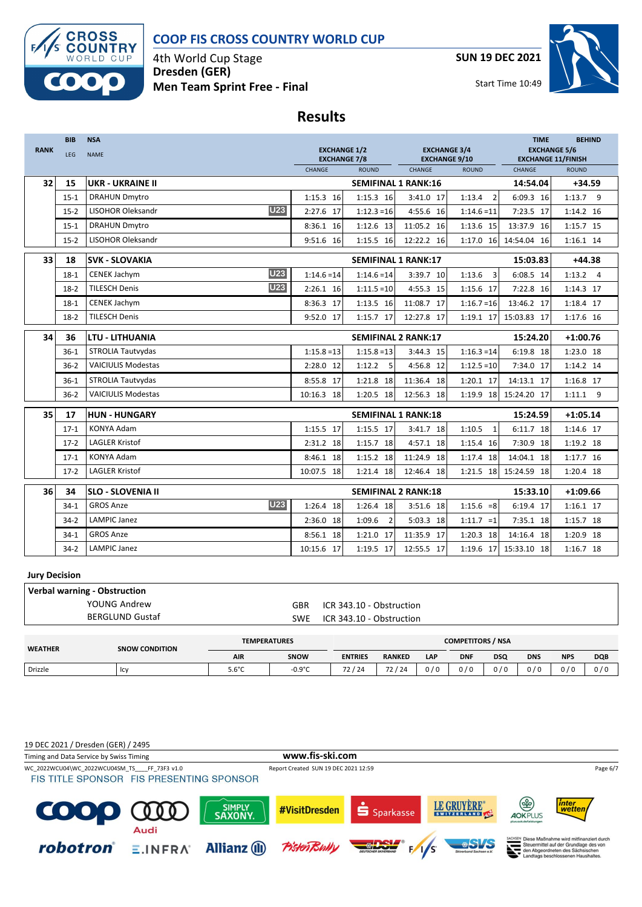# COOP FIS CROSS COUNTRY WORLD CUP

4th World Cup Stage
**Dresden (GER)**
**Men Team Sprint Free - Final**

**SUN 19 DEC 2021**

Start Time 10:49

## Results

| RANK | BIB / LEG | NSA / NAME | | EXCHANGE 1/2 EXCHANGE 7/8 CHANGE | EXCHANGE 1/2 EXCHANGE 7/8 ROUND | EXCHANGE 3/4 EXCHANGE 9/10 CHANGE | EXCHANGE 3/4 EXCHANGE 9/10 ROUND | TIME EXCHANGE 5/6 EXCHANGE 11/FINISH CHANGE | BEHIND ROUND |
|---|---|---|---|---|---|---|---|---|---|
| 32 | 15 | UKR - UKRAINE II | | SEMIFINAL 1 RANK:16 | | | | 14:54.04 | +34.59 |
| | 15-1 | DRAHUN Dmytro | | 1:15.3 16 | 1:15.3 16 | 3:41.0 17 | 1:13.4 2 | 6:09.3 16 | 1:13.7 9 |
| | 15-2 | LISOHOR Oleksandr | U23 | 2:27.6 17 | 1:12.3 =16 | 4:55.6 16 | 1:14.6 =11 | 7:23.5 17 | 1:14.2 16 |
| | 15-1 | DRAHUN Dmytro | | 8:36.1 16 | 1:12.6 13 | 11:05.2 16 | 1:13.6 15 | 13:37.9 16 | 1:15.7 15 |
| | 15-2 | LISOHOR Oleksandr | | 9:51.6 16 | 1:15.5 16 | 12:22.2 16 | 1:17.0 16 | 14:54.04 16 | 1:16.1 14 |
| 33 | 18 | SVK - SLOVAKIA | | SEMIFINAL 1 RANK:17 | | | | 15:03.83 | +44.38 |
| | 18-1 | CENEK Jachym | U23 | 1:14.6 =14 | 1:14.6 =14 | 3:39.7 10 | 1:13.6 3 | 6:08.5 14 | 1:13.2 4 |
| | 18-2 | TILESCH Denis | U23 | 2:26.1 16 | 1:11.5 =10 | 4:55.3 15 | 1:15.6 17 | 7:22.8 16 | 1:14.3 17 |
| | 18-1 | CENEK Jachym | | 8:36.3 17 | 1:13.5 16 | 11:08.7 17 | 1:16.7 =16 | 13:46.2 17 | 1:18.4 17 |
| | 18-2 | TILESCH Denis | | 9:52.0 17 | 1:15.7 17 | 12:27.8 17 | 1:19.1 17 | 15:03.83 17 | 1:17.6 16 |
| 34 | 36 | LTU - LITHUANIA | | SEMIFINAL 2 RANK:17 | | | | 15:24.20 | +1:00.76 |
| | 36-1 | STROLIA Tautvydas | | 1:15.8 =13 | 1:15.8 =13 | 3:44.3 15 | 1:16.3 =14 | 6:19.8 18 | 1:23.0 18 |
| | 36-2 | VAICIULIS Modestas | | 2:28.0 12 | 1:12.2 5 | 4:56.8 12 | 1:12.5 =10 | 7:34.0 17 | 1:14.2 14 |
| | 36-1 | STROLIA Tautvydas | | 8:55.8 17 | 1:21.8 18 | 11:36.4 18 | 1:20.1 17 | 14:13.1 17 | 1:16.8 17 |
| | 36-2 | VAICIULIS Modestas | | 10:16.3 18 | 1:20.5 18 | 12:56.3 18 | 1:19.9 18 | 15:24.20 17 | 1:11.1 9 |
| 35 | 17 | HUN - HUNGARY | | SEMIFINAL 1 RANK:18 | | | | 15:24.59 | +1:05.14 |
| | 17-1 | KONYA Adam | | 1:15.5 17 | 1:15.5 17 | 3:41.7 18 | 1:10.5 1 | 6:11.7 18 | 1:14.6 17 |
| | 17-2 | LAGLER Kristof | | 2:31.2 18 | 1:15.7 18 | 4:57.1 18 | 1:15.4 16 | 7:30.9 18 | 1:19.2 18 |
| | 17-1 | KONYA Adam | | 8:46.1 18 | 1:15.2 18 | 11:24.9 18 | 1:17.4 18 | 14:04.1 18 | 1:17.7 16 |
| | 17-2 | LAGLER Kristof | | 10:07.5 18 | 1:21.4 18 | 12:46.4 18 | 1:21.5 18 | 15:24.59 18 | 1:20.4 18 |
| 36 | 34 | SLO - SLOVENIA II | | SEMIFINAL 2 RANK:18 | | | | 15:33.10 | +1:09.66 |
| | 34-1 | GROS Anze | U23 | 1:26.4 18 | 1:26.4 18 | 3:51.6 18 | 1:15.6 =8 | 6:19.4 17 | 1:16.1 17 |
| | 34-2 | LAMPIC Janez | | 2:36.0 18 | 1:09.6 2 | 5:03.3 18 | 1:11.7 =1 | 7:35.1 18 | 1:15.7 18 |
| | 34-1 | GROS Anze | | 8:56.1 18 | 1:21.0 17 | 11:35.9 17 | 1:20.3 18 | 14:16.4 18 | 1:20.9 18 |
| | 34-2 | LAMPIC Janez | | 10:15.6 17 | 1:19.5 17 | 12:55.5 17 | 1:19.6 17 | 15:33.10 18 | 1:16.7 18 |

### Jury Decision

**Verbal warning - Obstruction**

| Name | NSA | Rule |
|---|---|---|
| YOUNG Andrew | GBR | ICR 343.10 - Obstruction |
| BERGLUND Gustaf | SWE | ICR 343.10 - Obstruction |

| WEATHER | SNOW CONDITION | TEMPERATURES AIR | TEMPERATURES SNOW | COMPETITORS / NSA ENTRIES | RANKED | LAP | DNF | DSQ | DNS | NPS | DQB |
|---|---|---|---|---|---|---|---|---|---|---|---|
| Drizzle | Icy | 5.6°C | -0.9°C | 72 / 24 | 72 / 24 | 0 / 0 | 0 / 0 | 0 / 0 | 0 / 0 | 0 / 0 | 0 / 0 |

19 DEC 2021 / Dresden (GER) / 2495

Timing and Data Service by Swiss Timing

www.fis-ski.com

WC_2022WCU04\WC_2022WCU04SM_TS____FF_73F3 v1.0

Report Created SUN 19 DEC 2021 12:59

FIS TITLE SPONSOR FIS PRESENTING SPONSOR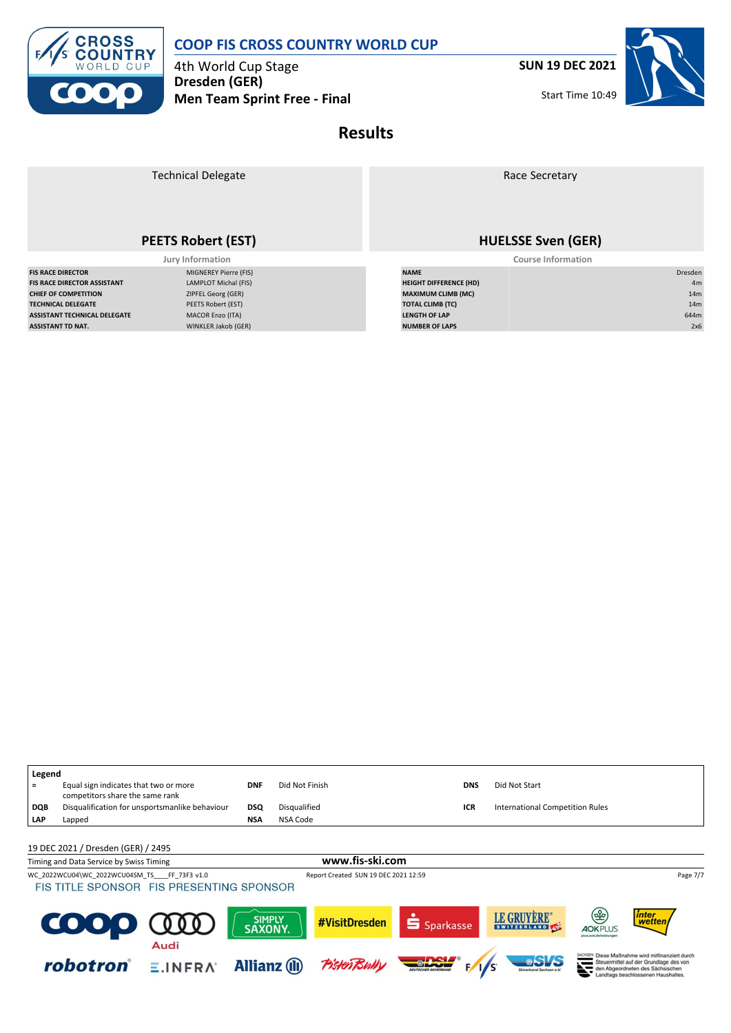# COOP FIS CROSS COUNTRY WORLD CUP

4th World Cup Stage
**Dresden (GER)**
**Men Team Sprint Free - Final**

**SUN 19 DEC 2021**
Start Time 10:49

## Results

| Technical Delegate | Race Secretary |
|---|---|
| **PEETS Robert (EST)** | **HUELSSE Sven (GER)** |

**Jury Information**

| | |
|---|---|
| FIS RACE DIRECTOR | MIGNEREY Pierre (FIS) |
| FIS RACE DIRECTOR ASSISTANT | LAMPLOT Michal (FIS) |
| CHIEF OF COMPETITION | ZIPFEL Georg (GER) |
| TECHNICAL DELEGATE | PEETS Robert (EST) |
| ASSISTANT TECHNICAL DELEGATE | MACOR Enzo (ITA) |
| ASSISTANT TD NAT. | WINKLER Jakob (GER) |

**Course Information**

| | |
|---|---|
| NAME | Dresden |
| HEIGHT DIFFERENCE (HD) | 4m |
| MAXIMUM CLIMB (MC) | 14m |
| TOTAL CLIMB (TC) | 14m |
| LENGTH OF LAP | 644m |
| NUMBER OF LAPS | 2x6 |

**Legend**

| | | | | | |
|---|---|---|---|---|---|
| = | Equal sign indicates that two or more competitors share the same rank | DNF | Did Not Finish | DNS | Did Not Start |
| DQB | Disqualification for unsportsmanlike behaviour | DSQ | Disqualified | ICR | International Competition Rules |
| LAP | Lapped | NSA | NSA Code | | |

19 DEC 2021 / Dresden (GER) / 2495
Timing and Data Service by Swiss Timing
www.fis-ski.com
WC_2022WCU04\WC_2022WCU04SM_TS____FF_73F3 v1.0
Report Created SUN 19 DEC 2021 12:59